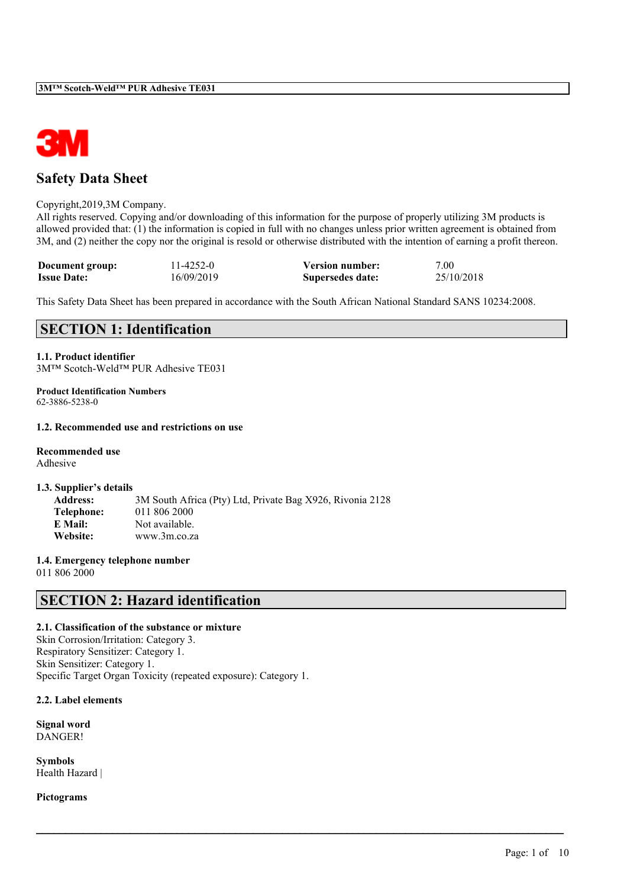# Safety Data Sheet

Copyright,2019,3M Company.
All rights reserved. Copying and/or downloading of this information for the purpose of properly utilizing 3M products is allowed provided that: (1) the information is copied in full with no changes unless prior written agreement is obtained from 3M, and (2) neither the copy nor the original is resold or otherwise distributed with the intention of earning a profit thereon.

| | | | |
|---|---|---|---|
| **Document group:** | 11-4252-0 | **Version number:** | 7.00 |
| **Issue Date:** | 16/09/2019 | **Supersedes date:** | 25/10/2018 |

This Safety Data Sheet has been prepared in accordance with the South African National Standard SANS 10234:2008.

## SECTION 1: Identification

**1.1. Product identifier**
3M™ Scotch-Weld™ PUR Adhesive TE031

**Product Identification Numbers**
62-3886-5238-0

**1.2. Recommended use and restrictions on use**

**Recommended use**
Adhesive

**1.3. Supplier's details**

**Address:** 3M South Africa (Pty) Ltd, Private Bag X926, Rivonia 2128
**Telephone:** 011 806 2000
**E Mail:** Not available.
**Website:** www.3m.co.za

**1.4. Emergency telephone number**
011 806 2000

## SECTION 2: Hazard identification

**2.1. Classification of the substance or mixture**
Skin Corrosion/Irritation: Category 3.
Respiratory Sensitizer: Category 1.
Skin Sensitizer: Category 1.
Specific Target Organ Toxicity (repeated exposure): Category 1.

**2.2. Label elements**

**Signal word**
DANGER!

**Symbols**
Health Hazard |

**Pictograms**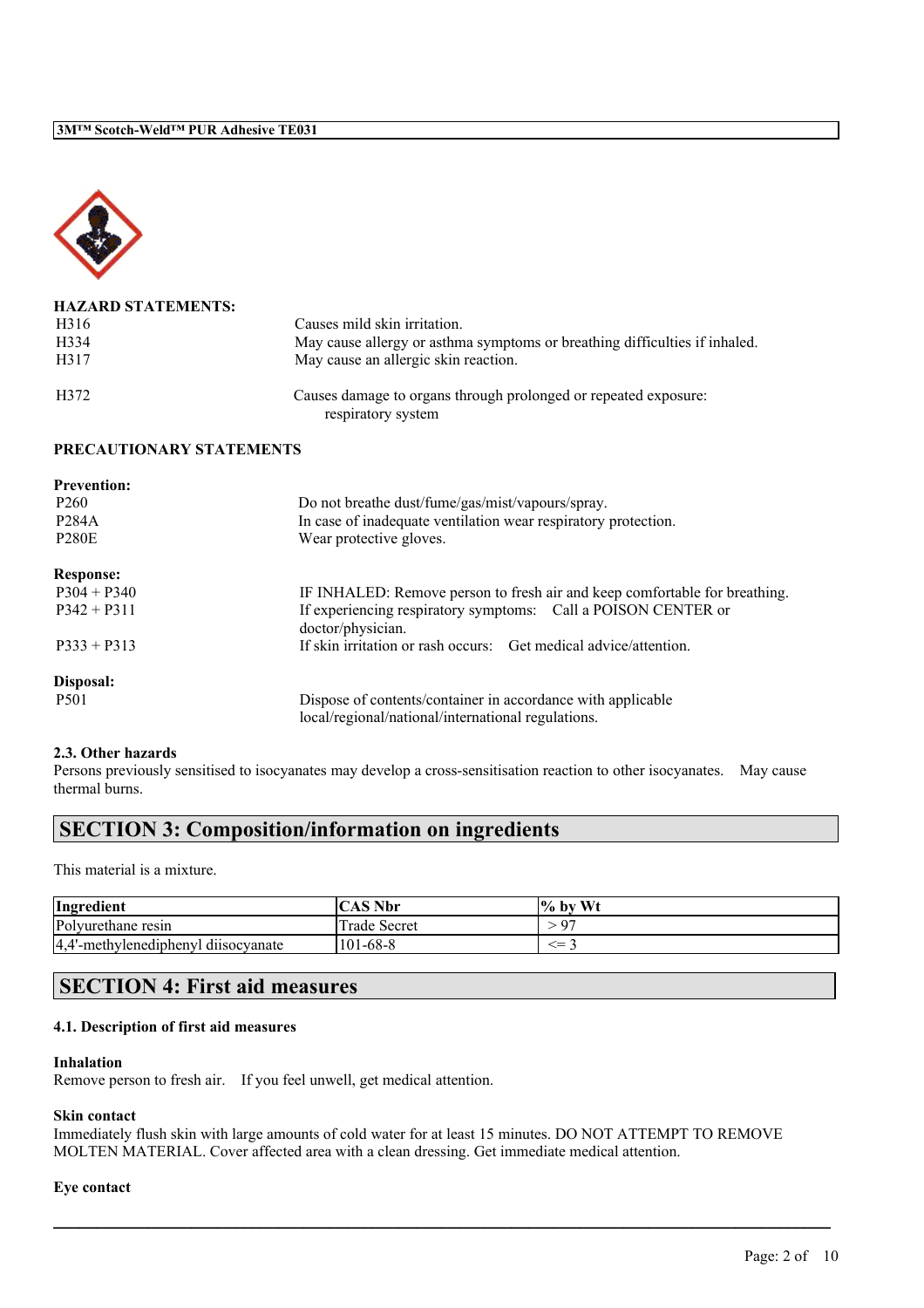**HAZARD STATEMENTS:**

| | |
|---|---|
| H316 | Causes mild skin irritation. |
| H334 | May cause allergy or asthma symptoms or breathing difficulties if inhaled. |
| H317 | May cause an allergic skin reaction. |
| H372 | Causes damage to organs through prolonged or repeated exposure: respiratory system |

**PRECAUTIONARY STATEMENTS**

**Prevention:**

| | |
|---|---|
| P260 | Do not breathe dust/fume/gas/mist/vapours/spray. |
| P284A | In case of inadequate ventilation wear respiratory protection. |
| P280E | Wear protective gloves. |

**Response:**

| | |
|---|---|
| P304 + P340 | IF INHALED: Remove person to fresh air and keep comfortable for breathing. |
| P342 + P311 | If experiencing respiratory symptoms: Call a POISON CENTER or doctor/physician. |
| P333 + P313 | If skin irritation or rash occurs: Get medical advice/attention. |

**Disposal:**

| | |
|---|---|
| P501 | Dispose of contents/container in accordance with applicable local/regional/national/international regulations. |

**2.3. Other hazards**

Persons previously sensitised to isocyanates may develop a cross-sensitisation reaction to other isocyanates. May cause thermal burns.

## SECTION 3: Composition/information on ingredients

This material is a mixture.

| Ingredient | CAS Nbr | % by Wt |
|---|---|---|
| Polyurethane resin | Trade Secret | > 97 |
| 4,4'-methylenediphenyl diisocyanate | 101-68-8 | <= 3 |

## SECTION 4: First aid measures

**4.1. Description of first aid measures**

**Inhalation**

Remove person to fresh air. If you feel unwell, get medical attention.

**Skin contact**

Immediately flush skin with large amounts of cold water for at least 15 minutes. DO NOT ATTEMPT TO REMOVE MOLTEN MATERIAL. Cover affected area with a clean dressing. Get immediate medical attention.

**Eye contact**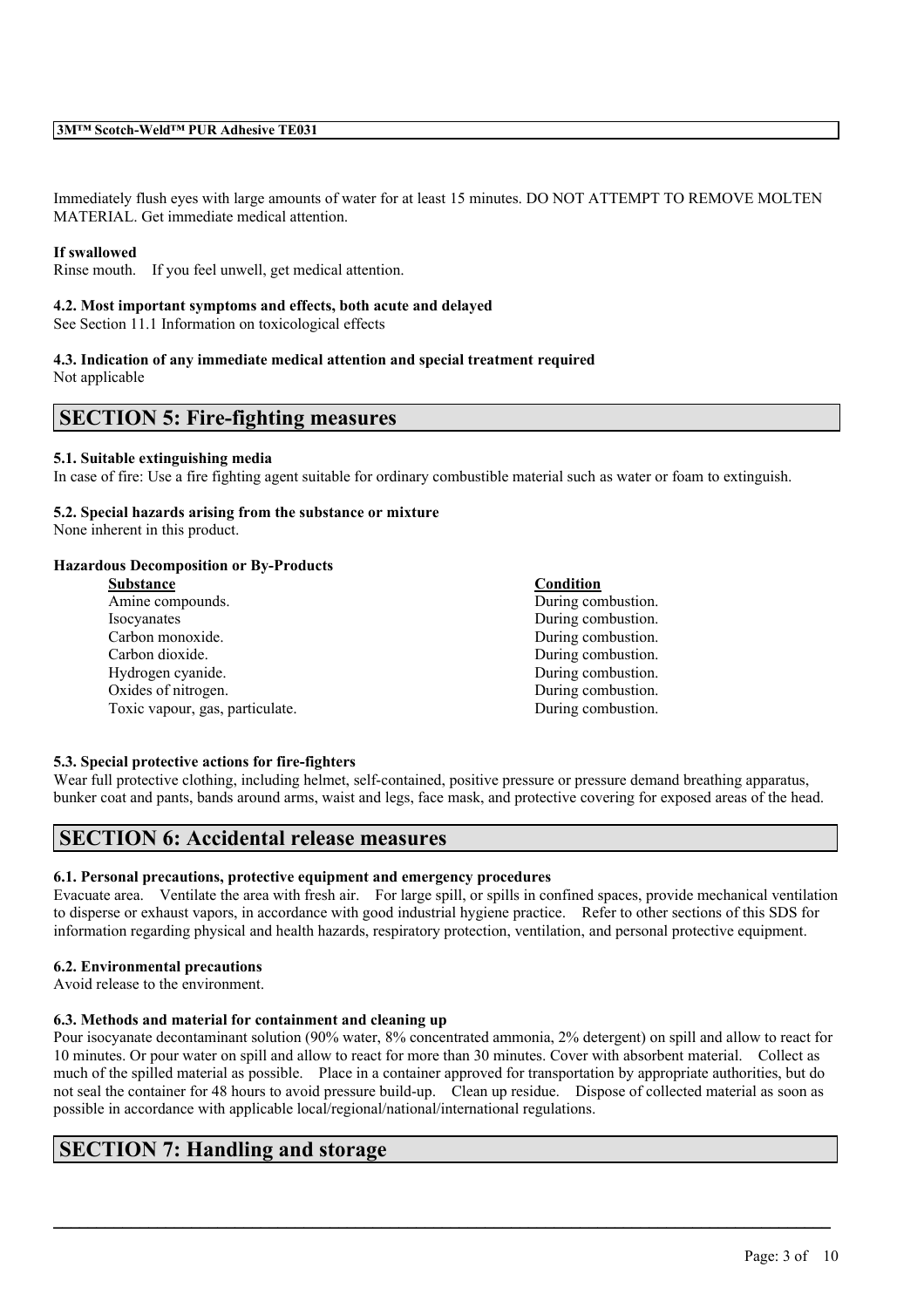Immediately flush eyes with large amounts of water for at least 15 minutes. DO NOT ATTEMPT TO REMOVE MOLTEN MATERIAL. Get immediate medical attention.

**If swallowed**

Rinse mouth. If you feel unwell, get medical attention.

**4.2. Most important symptoms and effects, both acute and delayed**

See Section 11.1 Information on toxicological effects

**4.3. Indication of any immediate medical attention and special treatment required**

Not applicable

## SECTION 5: Fire-fighting measures

**5.1. Suitable extinguishing media**

In case of fire: Use a fire fighting agent suitable for ordinary combustible material such as water or foam to extinguish.

**5.2. Special hazards arising from the substance or mixture**

None inherent in this product.

**Hazardous Decomposition or By-Products**

| Substance | Condition |
|---|---|
| Amine compounds. | During combustion. |
| Isocyanates | During combustion. |
| Carbon monoxide. | During combustion. |
| Carbon dioxide. | During combustion. |
| Hydrogen cyanide. | During combustion. |
| Oxides of nitrogen. | During combustion. |
| Toxic vapour, gas, particulate. | During combustion. |

**5.3. Special protective actions for fire-fighters**

Wear full protective clothing, including helmet, self-contained, positive pressure or pressure demand breathing apparatus, bunker coat and pants, bands around arms, waist and legs, face mask, and protective covering for exposed areas of the head.

## SECTION 6: Accidental release measures

**6.1. Personal precautions, protective equipment and emergency procedures**

Evacuate area. Ventilate the area with fresh air. For large spill, or spills in confined spaces, provide mechanical ventilation to disperse or exhaust vapors, in accordance with good industrial hygiene practice. Refer to other sections of this SDS for information regarding physical and health hazards, respiratory protection, ventilation, and personal protective equipment.

**6.2. Environmental precautions**

Avoid release to the environment.

**6.3. Methods and material for containment and cleaning up**

Pour isocyanate decontaminant solution (90% water, 8% concentrated ammonia, 2% detergent) on spill and allow to react for 10 minutes. Or pour water on spill and allow to react for more than 30 minutes. Cover with absorbent material. Collect as much of the spilled material as possible. Place in a container approved for transportation by appropriate authorities, but do not seal the container for 48 hours to avoid pressure build-up. Clean up residue. Dispose of collected material as soon as possible in accordance with applicable local/regional/national/international regulations.

## SECTION 7: Handling and storage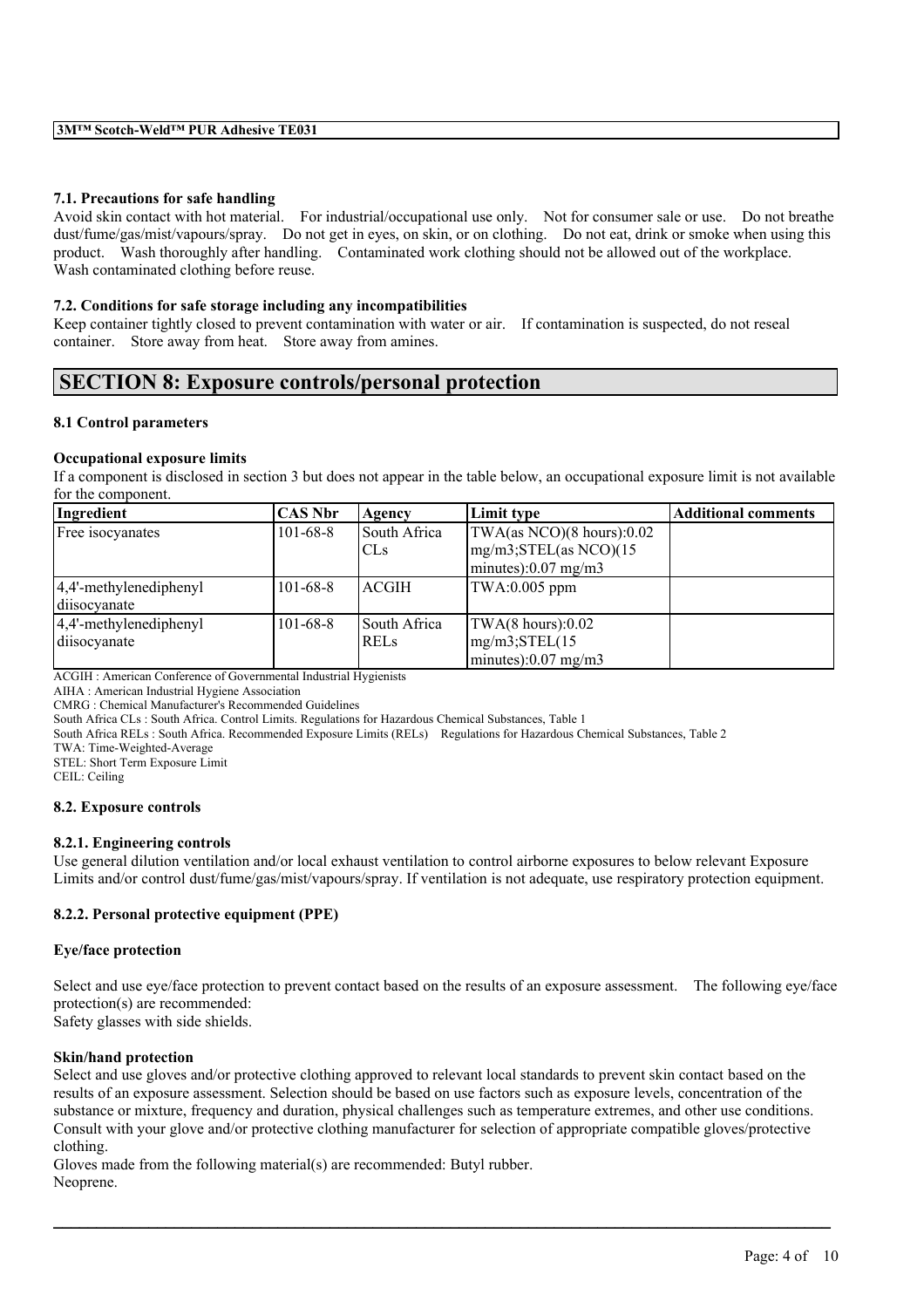### 7.1. Precautions for safe handling

Avoid skin contact with hot material. For industrial/occupational use only. Not for consumer sale or use. Do not breathe dust/fume/gas/mist/vapours/spray. Do not get in eyes, on skin, or on clothing. Do not eat, drink or smoke when using this product. Wash thoroughly after handling. Contaminated work clothing should not be allowed out of the workplace. Wash contaminated clothing before reuse.

### 7.2. Conditions for safe storage including any incompatibilities

Keep container tightly closed to prevent contamination with water or air. If contamination is suspected, do not reseal container. Store away from heat. Store away from amines.

## SECTION 8: Exposure controls/personal protection

### 8.1 Control parameters

#### Occupational exposure limits

If a component is disclosed in section 3 but does not appear in the table below, an occupational exposure limit is not available for the component.

| Ingredient | CAS Nbr | Agency | Limit type | Additional comments |
|---|---|---|---|---|
| Free isocyanates | 101-68-8 | South Africa CLs | TWA(as NCO)(8 hours):0.02 mg/m3;STEL(as NCO)(15 minutes):0.07 mg/m3 | |
| 4,4'-methylenediphenyl diisocyanate | 101-68-8 | ACGIH | TWA:0.005 ppm | |
| 4,4'-methylenediphenyl diisocyanate | 101-68-8 | South Africa RELs | TWA(8 hours):0.02 mg/m3;STEL(15 minutes):0.07 mg/m3 | |

ACGIH : American Conference of Governmental Industrial Hygienists
AIHA : American Industrial Hygiene Association
CMRG : Chemical Manufacturer's Recommended Guidelines
South Africa CLs : South Africa. Control Limits. Regulations for Hazardous Chemical Substances, Table 1
South Africa RELs : South Africa. Recommended Exposure Limits (RELs) Regulations for Hazardous Chemical Substances, Table 2
TWA: Time-Weighted-Average
STEL: Short Term Exposure Limit
CEIL: Ceiling

### 8.2. Exposure controls

#### 8.2.1. Engineering controls

Use general dilution ventilation and/or local exhaust ventilation to control airborne exposures to below relevant Exposure Limits and/or control dust/fume/gas/mist/vapours/spray. If ventilation is not adequate, use respiratory protection equipment.

#### 8.2.2. Personal protective equipment (PPE)

**Eye/face protection**

Select and use eye/face protection to prevent contact based on the results of an exposure assessment. The following eye/face protection(s) are recommended:
Safety glasses with side shields.

**Skin/hand protection**

Select and use gloves and/or protective clothing approved to relevant local standards to prevent skin contact based on the results of an exposure assessment. Selection should be based on use factors such as exposure levels, concentration of the substance or mixture, frequency and duration, physical challenges such as temperature extremes, and other use conditions. Consult with your glove and/or protective clothing manufacturer for selection of appropriate compatible gloves/protective clothing.
Gloves made from the following material(s) are recommended: Butyl rubber.
Neoprene.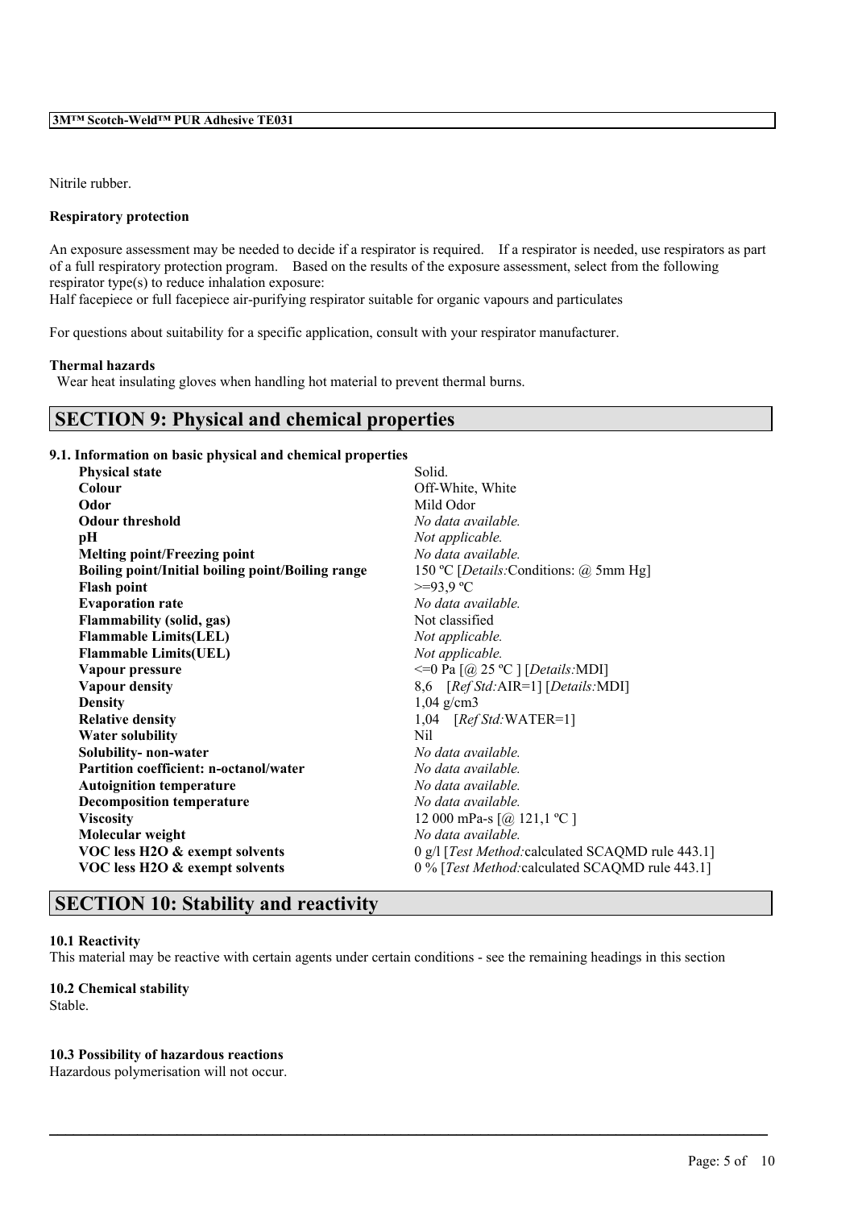Nitrile rubber.

**Respiratory protection**

An exposure assessment may be needed to decide if a respirator is required. If a respirator is needed, use respirators as part of a full respiratory protection program. Based on the results of the exposure assessment, select from the following respirator type(s) to reduce inhalation exposure:
Half facepiece or full facepiece air-purifying respirator suitable for organic vapours and particulates

For questions about suitability for a specific application, consult with your respirator manufacturer.

**Thermal hazards**
Wear heat insulating gloves when handling hot material to prevent thermal burns.

## SECTION 9: Physical and chemical properties

### 9.1. Information on basic physical and chemical properties

| | |
|---|---|
| **Physical state** | Solid. |
| **Colour** | Off-White, White |
| **Odor** | Mild Odor |
| **Odour threshold** | *No data available.* |
| **pH** | *Not applicable.* |
| **Melting point/Freezing point** | *No data available.* |
| **Boiling point/Initial boiling point/Boiling range** | 150 ºC [*Details:*Conditions: @ 5mm Hg] |
| **Flash point** | >=93,9 ºC |
| **Evaporation rate** | *No data available.* |
| **Flammability (solid, gas)** | Not classified |
| **Flammable Limits(LEL)** | *Not applicable.* |
| **Flammable Limits(UEL)** | *Not applicable.* |
| **Vapour pressure** | <=0 Pa [@ 25 ºC ] [*Details:*MDI] |
| **Vapour density** | 8,6 [*Ref Std:*AIR=1] [*Details:*MDI] |
| **Density** | 1,04 g/cm3 |
| **Relative density** | 1,04 [*Ref Std:*WATER=1] |
| **Water solubility** | Nil |
| **Solubility- non-water** | *No data available.* |
| **Partition coefficient: n-octanol/water** | *No data available.* |
| **Autoignition temperature** | *No data available.* |
| **Decomposition temperature** | *No data available.* |
| **Viscosity** | 12 000 mPa-s [@ 121,1 ºC ] |
| **Molecular weight** | *No data available.* |
| **VOC less H2O & exempt solvents** | 0 g/l [*Test Method:*calculated SCAQMD rule 443.1] |
| **VOC less H2O & exempt solvents** | 0 % [*Test Method:*calculated SCAQMD rule 443.1] |

## SECTION 10: Stability and reactivity

**10.1 Reactivity**
This material may be reactive with certain agents under certain conditions - see the remaining headings in this section

**10.2 Chemical stability**
Stable.

**10.3 Possibility of hazardous reactions**
Hazardous polymerisation will not occur.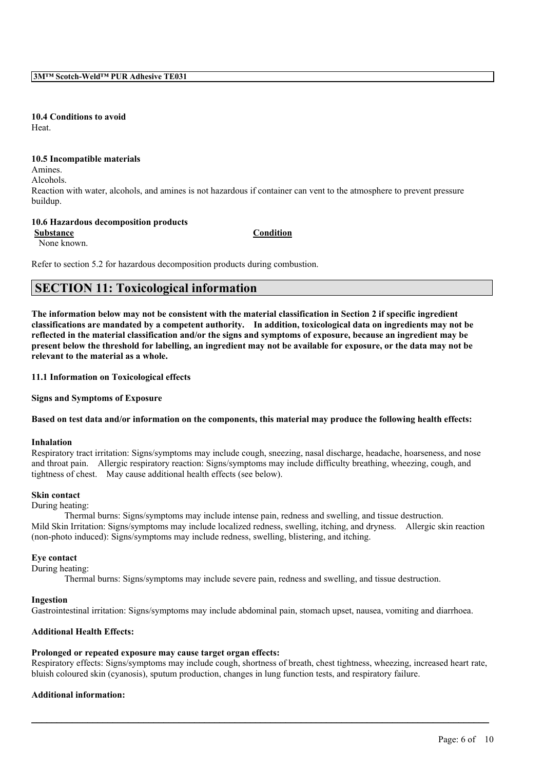**10.4 Conditions to avoid**

Heat.

**10.5 Incompatible materials**

Amines.

Alcohols.

Reaction with water, alcohols, and amines is not hazardous if container can vent to the atmosphere to prevent pressure buildup.

**10.6 Hazardous decomposition products**

| Substance | Condition |
|---|---|
| None known. | |

Refer to section 5.2 for hazardous decomposition products during combustion.

## SECTION 11: Toxicological information

**The information below may not be consistent with the material classification in Section 2 if specific ingredient classifications are mandated by a competent authority. In addition, toxicological data on ingredients may not be reflected in the material classification and/or the signs and symptoms of exposure, because an ingredient may be present below the threshold for labelling, an ingredient may not be available for exposure, or the data may not be relevant to the material as a whole.**

**11.1 Information on Toxicological effects**

**Signs and Symptoms of Exposure**

**Based on test data and/or information on the components, this material may produce the following health effects:**

**Inhalation**

Respiratory tract irritation: Signs/symptoms may include cough, sneezing, nasal discharge, headache, hoarseness, and nose and throat pain. Allergic respiratory reaction: Signs/symptoms may include difficulty breathing, wheezing, cough, and tightness of chest. May cause additional health effects (see below).

**Skin contact**

During heating:

Thermal burns: Signs/symptoms may include intense pain, redness and swelling, and tissue destruction.

Mild Skin Irritation: Signs/symptoms may include localized redness, swelling, itching, and dryness. Allergic skin reaction (non-photo induced): Signs/symptoms may include redness, swelling, blistering, and itching.

**Eye contact**

During heating:

Thermal burns: Signs/symptoms may include severe pain, redness and swelling, and tissue destruction.

**Ingestion**

Gastrointestinal irritation: Signs/symptoms may include abdominal pain, stomach upset, nausea, vomiting and diarrhoea.

**Additional Health Effects:**

**Prolonged or repeated exposure may cause target organ effects:**

Respiratory effects: Signs/symptoms may include cough, shortness of breath, chest tightness, wheezing, increased heart rate, bluish coloured skin (cyanosis), sputum production, changes in lung function tests, and respiratory failure.

**Additional information:**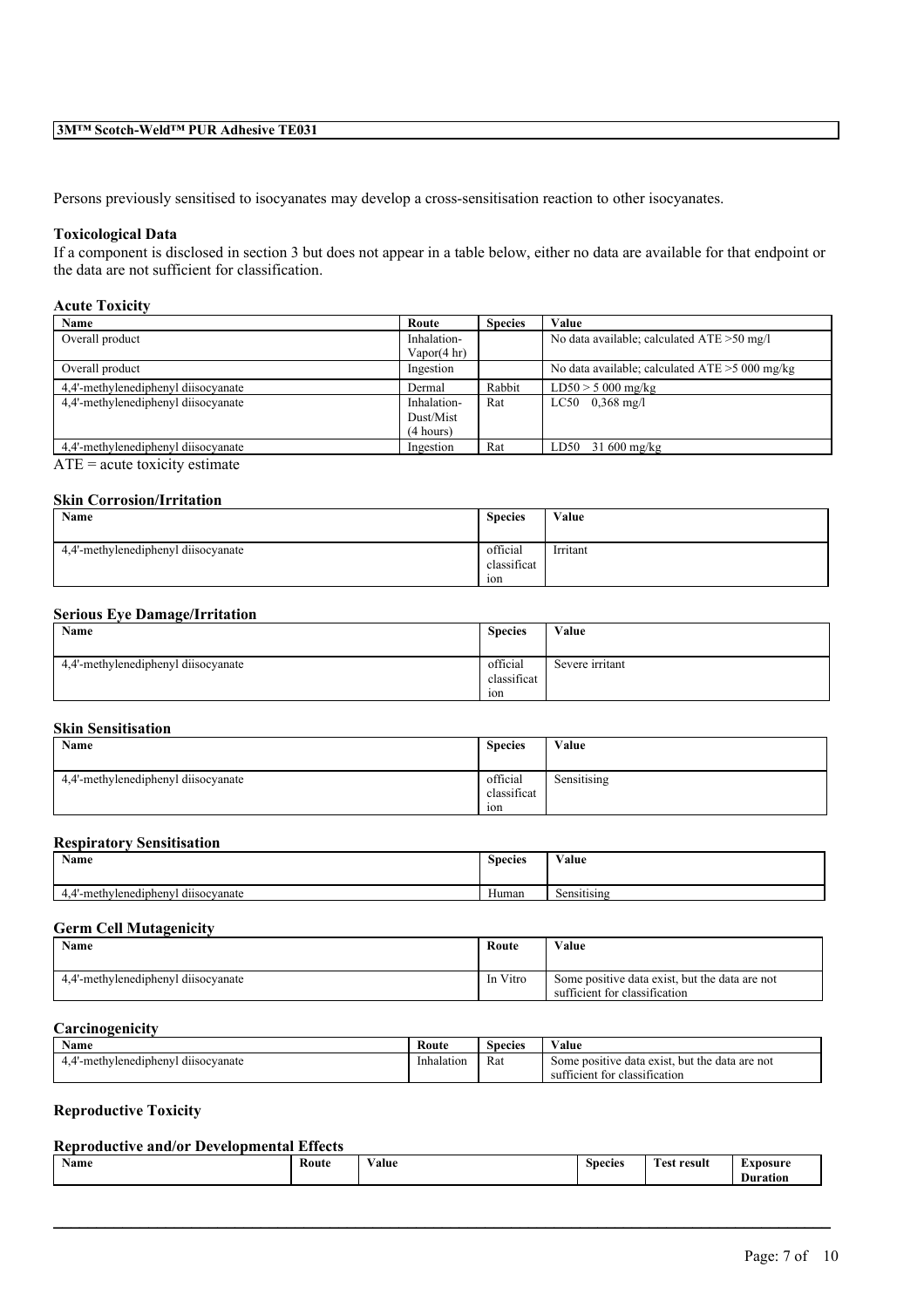Persons previously sensitised to isocyanates may develop a cross-sensitisation reaction to other isocyanates.

### Toxicological Data

If a component is disclosed in section 3 but does not appear in a table below, either no data are available for that endpoint or the data are not sufficient for classification.

#### Acute Toxicity

| Name | Route | Species | Value |
|---|---|---|---|
| Overall product | Inhalation-Vapor(4 hr) | | No data available; calculated ATE >50 mg/l |
| Overall product | Ingestion | | No data available; calculated ATE >5 000 mg/kg |
| 4,4'-methylenediphenyl diisocyanate | Dermal | Rabbit | LD50 > 5 000 mg/kg |
| 4,4'-methylenediphenyl diisocyanate | Inhalation-Dust/Mist (4 hours) | Rat | LC50 0,368 mg/l |
| 4,4'-methylenediphenyl diisocyanate | Ingestion | Rat | LD50 31 600 mg/kg |

ATE = acute toxicity estimate

#### Skin Corrosion/Irritation

| Name | Species | Value |
|---|---|---|
| 4,4'-methylenediphenyl diisocyanate | official classification | Irritant |

#### Serious Eye Damage/Irritation

| Name | Species | Value |
|---|---|---|
| 4,4'-methylenediphenyl diisocyanate | official classification | Severe irritant |

#### Skin Sensitisation

| Name | Species | Value |
|---|---|---|
| 4,4'-methylenediphenyl diisocyanate | official classification | Sensitising |

#### Respiratory Sensitisation

| Name | Species | Value |
|---|---|---|
| 4,4'-methylenediphenyl diisocyanate | Human | Sensitising |

#### Germ Cell Mutagenicity

| Name | Route | Value |
|---|---|---|
| 4,4'-methylenediphenyl diisocyanate | In Vitro | Some positive data exist, but the data are not sufficient for classification |

#### Carcinogenicity

| Name | Route | Species | Value |
|---|---|---|---|
| 4,4'-methylenediphenyl diisocyanate | Inhalation | Rat | Some positive data exist, but the data are not sufficient for classification |

#### Reproductive Toxicity

#### Reproductive and/or Developmental Effects

| Name | Route | Value | Species | Test result | Exposure Duration |
|---|---|---|---|---|---|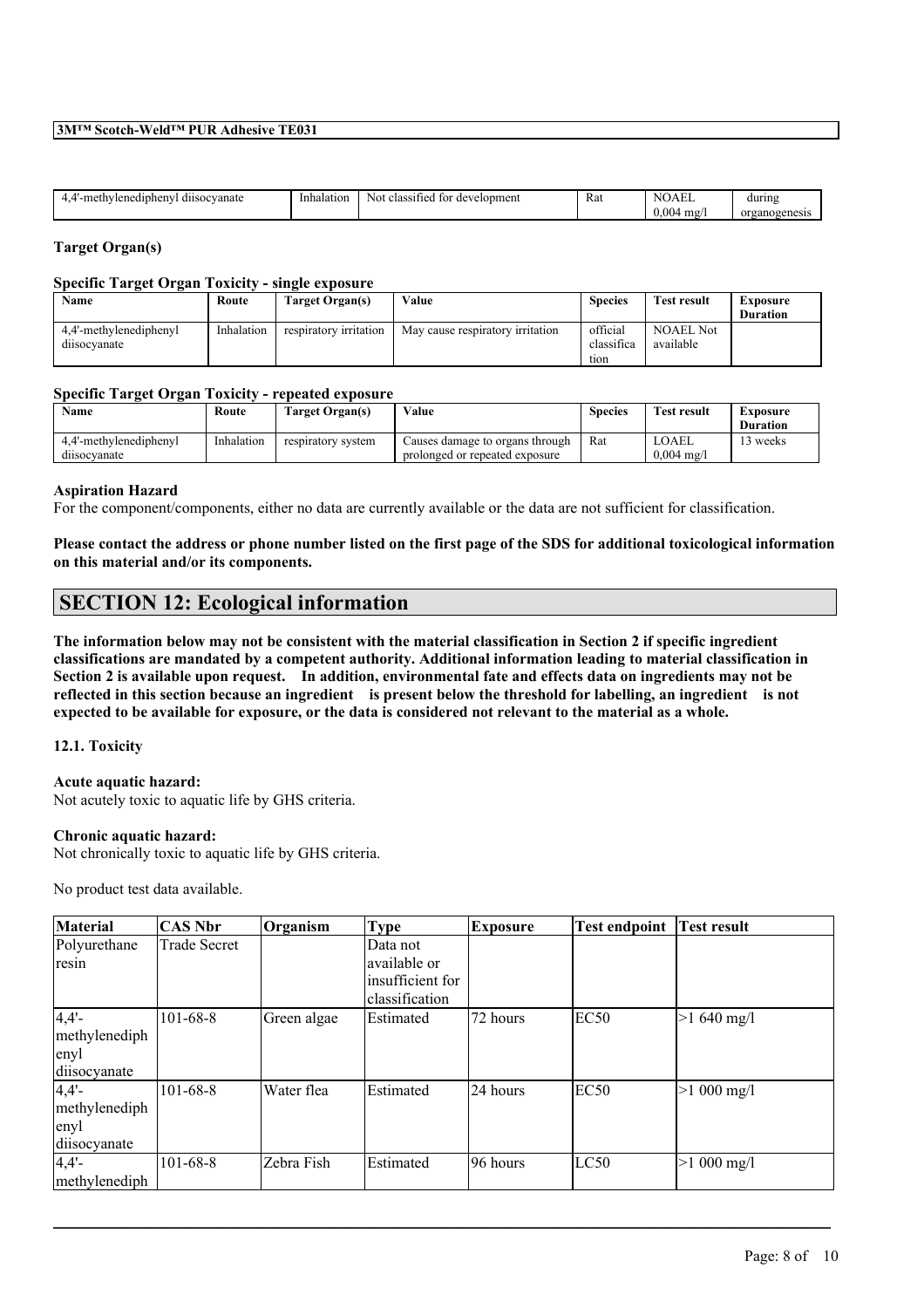| 4,4'-methylenediphenyl diisocyanate | Inhalation | Not classified for development | Rat | NOAEL 0,004 mg/l | during organogenesis |
|---|---|---|---|---|---|

**Target Organ(s)**

**Specific Target Organ Toxicity - single exposure**

| Name | Route | Target Organ(s) | Value | Species | Test result | Exposure Duration |
|---|---|---|---|---|---|---|
| 4,4'-methylenediphenyl diisocyanate | Inhalation | respiratory irritation | May cause respiratory irritation | official classification | NOAEL Not available | |

**Specific Target Organ Toxicity - repeated exposure**

| Name | Route | Target Organ(s) | Value | Species | Test result | Exposure Duration |
|---|---|---|---|---|---|---|
| 4,4'-methylenediphenyl diisocyanate | Inhalation | respiratory system | Causes damage to organs through prolonged or repeated exposure | Rat | LOAEL 0,004 mg/l | 13 weeks |

**Aspiration Hazard**

For the component/components, either no data are currently available or the data are not sufficient for classification.

**Please contact the address or phone number listed on the first page of the SDS for additional toxicological information on this material and/or its components.**

## SECTION 12: Ecological information

**The information below may not be consistent with the material classification in Section 2 if specific ingredient classifications are mandated by a competent authority. Additional information leading to material classification in Section 2 is available upon request. In addition, environmental fate and effects data on ingredients may not be reflected in this section because an ingredient is present below the threshold for labelling, an ingredient is not expected to be available for exposure, or the data is considered not relevant to the material as a whole.**

### 12.1. Toxicity

**Acute aquatic hazard:**

Not acutely toxic to aquatic life by GHS criteria.

**Chronic aquatic hazard:**

Not chronically toxic to aquatic life by GHS criteria.

No product test data available.

| Material | CAS Nbr | Organism | Type | Exposure | Test endpoint | Test result |
|---|---|---|---|---|---|---|
| Polyurethane resin | Trade Secret | | Data not available or insufficient for classification | | | |
| 4,4'-methylenediphenyl diisocyanate | 101-68-8 | Green algae | Estimated | 72 hours | EC50 | >1 640 mg/l |
| 4,4'-methylenediphenyl diisocyanate | 101-68-8 | Water flea | Estimated | 24 hours | EC50 | >1 000 mg/l |
| 4,4'-methylenediph | 101-68-8 | Zebra Fish | Estimated | 96 hours | LC50 | >1 000 mg/l |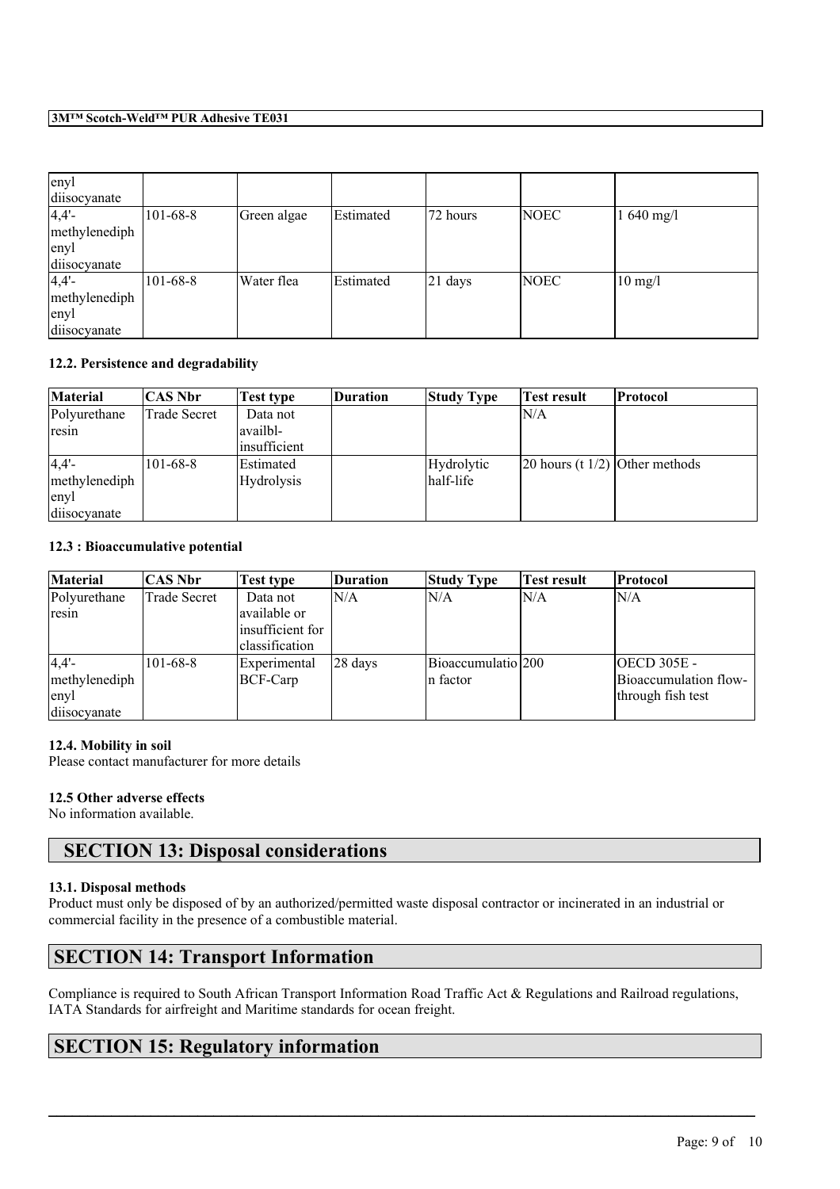| | | | | | | |
|---|---|---|---|---|---|---|
| enyl diisocyanate | | | | | | |
| 4,4'-methylenediphenyl diisocyanate | 101-68-8 | Green algae | Estimated | 72 hours | NOEC | 1 640 mg/l |
| 4,4'-methylenediphenyl diisocyanate | 101-68-8 | Water flea | Estimated | 21 days | NOEC | 10 mg/l |

**12.2. Persistence and degradability**

| Material | CAS Nbr | Test type | Duration | Study Type | Test result | Protocol |
|---|---|---|---|---|---|---|
| Polyurethane resin | Trade Secret | Data not availbl-insufficient | | | N/A | |
| 4,4'-methylenediphenyl diisocyanate | 101-68-8 | Estimated Hydrolysis | | Hydrolytic half-life | 20 hours (t 1/2) | Other methods |

**12.3 : Bioaccumulative potential**

| Material | CAS Nbr | Test type | Duration | Study Type | Test result | Protocol |
|---|---|---|---|---|---|---|
| Polyurethane resin | Trade Secret | Data not available or insufficient for classification | N/A | N/A | N/A | N/A |
| 4,4'-methylenediphenyl diisocyanate | 101-68-8 | Experimental BCF-Carp | 28 days | Bioaccumulation factor | 200 | OECD 305E - Bioaccumulation flow-through fish test |

**12.4. Mobility in soil**

Please contact manufacturer for more details

**12.5 Other adverse effects**

No information available.

## SECTION 13: Disposal considerations

**13.1. Disposal methods**

Product must only be disposed of by an authorized/permitted waste disposal contractor or incinerated in an industrial or commercial facility in the presence of a combustible material.

## SECTION 14: Transport Information

Compliance is required to South African Transport Information Road Traffic Act & Regulations and Railroad regulations, IATA Standards for airfreight and Maritime standards for ocean freight.

## SECTION 15: Regulatory information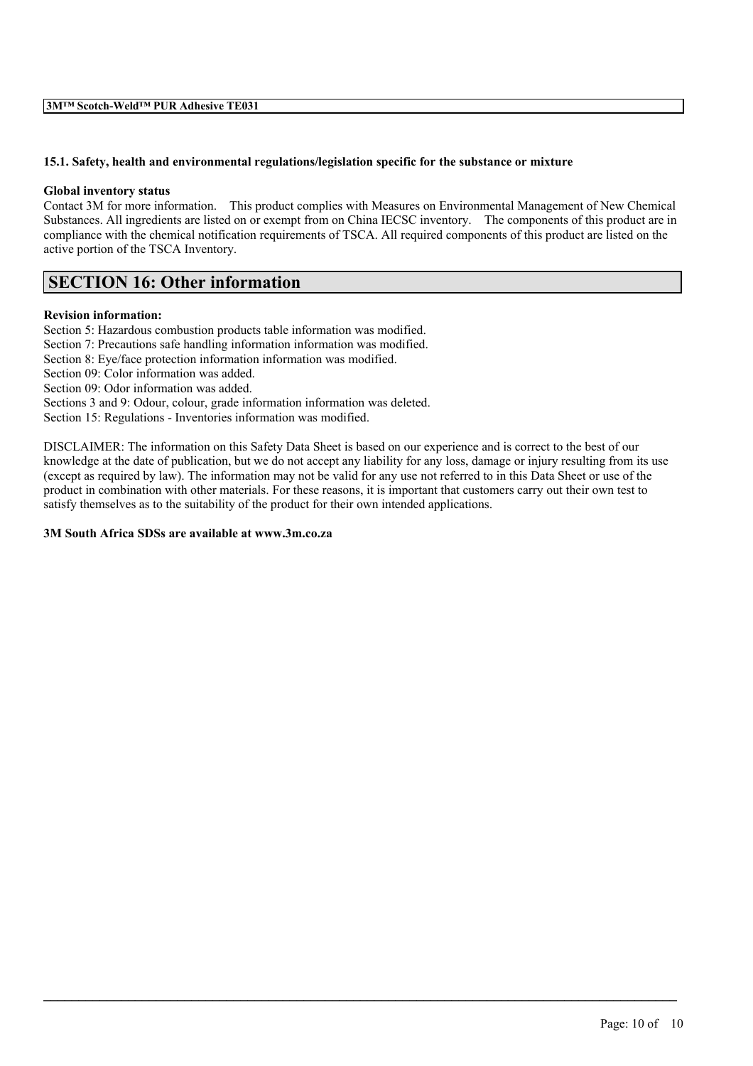#### 15.1. Safety, health and environmental regulations/legislation specific for the substance or mixture

**Global inventory status**

Contact 3M for more information. This product complies with Measures on Environmental Management of New Chemical Substances. All ingredients are listed on or exempt from on China IECSC inventory. The components of this product are in compliance with the chemical notification requirements of TSCA. All required components of this product are listed on the active portion of the TSCA Inventory.

## SECTION 16: Other information

**Revision information:**

Section 5: Hazardous combustion products table information was modified.
Section 7: Precautions safe handling information information was modified.
Section 8: Eye/face protection information information was modified.
Section 09: Color information was added.
Section 09: Odor information was added.
Sections 3 and 9: Odour, colour, grade information information was deleted.
Section 15: Regulations - Inventories information was modified.

DISCLAIMER: The information on this Safety Data Sheet is based on our experience and is correct to the best of our knowledge at the date of publication, but we do not accept any liability for any loss, damage or injury resulting from its use (except as required by law). The information may not be valid for any use not referred to in this Data Sheet or use of the product in combination with other materials. For these reasons, it is important that customers carry out their own test to satisfy themselves as to the suitability of the product for their own intended applications.

**3M South Africa SDSs are available at www.3m.co.za**